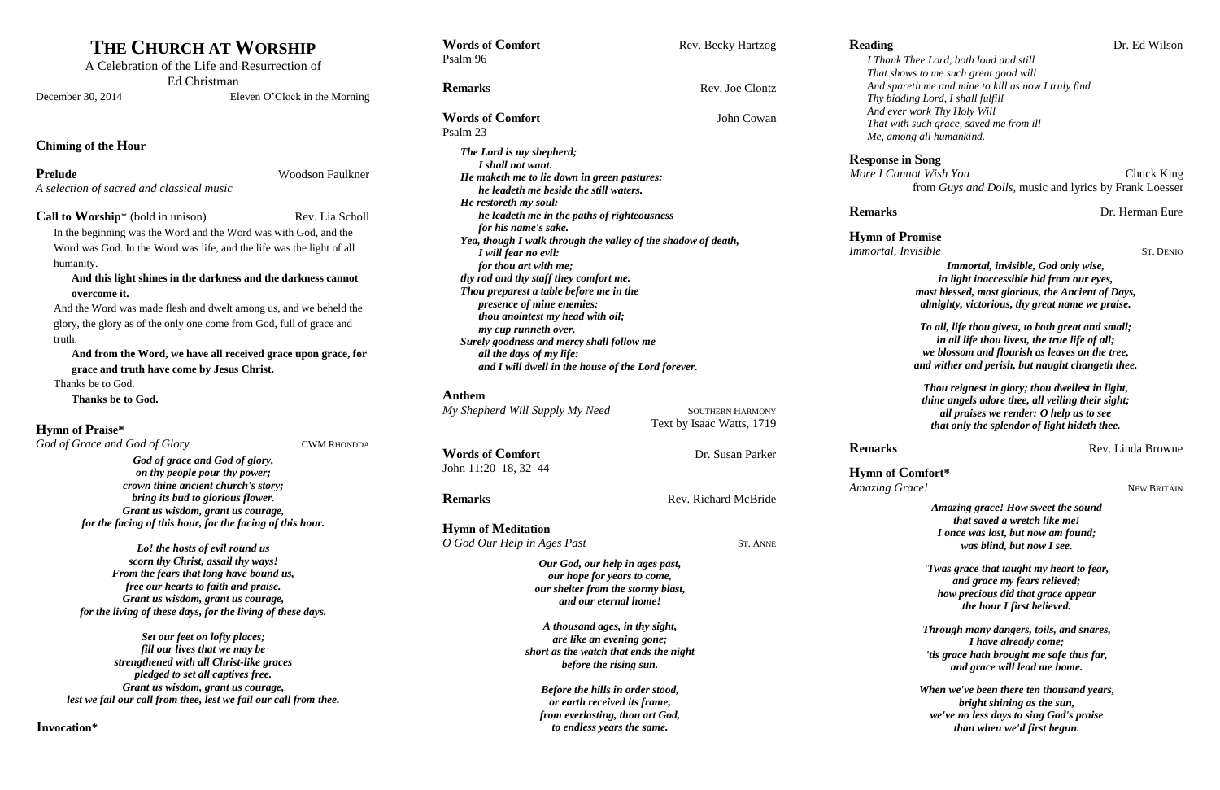# The Church at Worship

A Celebration of the Life and Resurrection of

Ed Christman

December 30, 2014 — Eleven O'Clock in the Morning

### Chiming of the Hour

### Prelude — Woodson Faulkner

*A selection of sacred and classical music*

### Call to Worship* (bold in unison) — Rev. Lia Scholl

In the beginning was the Word and the Word was with God, and the Word was God. In the Word was life, and the life was the light of all humanity.

**And this light shines in the darkness and the darkness cannot overcome it.**

And the Word was made flesh and dwelt among us, and we beheld the glory, the glory as of the only one come from God, full of grace and truth.

**And from the Word, we have all received grace upon grace, for grace and truth have come by Jesus Christ.**

Thanks be to God.

**Thanks be to God.**

### Hymn of Praise*

*God of Grace and God of Glory* — CWM RHONDDA

***God of grace and God of glory,***
***on thy people pour thy power;***
***crown thine ancient church's story;***
***bring its bud to glorious flower.***
***Grant us wisdom, grant us courage,***
***for the facing of this hour, for the facing of this hour.***

***Lo! the hosts of evil round us***
***scorn thy Christ, assail thy ways!***
***From the fears that long have bound us,***
***free our hearts to faith and praise.***
***Grant us wisdom, grant us courage,***
***for the living of these days, for the living of these days.***

***Set our feet on lofty places;***
***fill our lives that we may be***
***strengthened with all Christ-like graces***
***pledged to set all captives free.***
***Grant us wisdom, grant us courage,***
***lest we fail our call from thee, lest we fail our call from thee.***

### Invocation*

### Words of Comfort — Rev. Becky Hartzog

Psalm 96

### Remarks — Rev. Joe Clontz

### Words of Comfort — John Cowan

Psalm 23

***The Lord is my shepherd;***
***I shall not want.***
***He maketh me to lie down in green pastures:***
***he leadeth me beside the still waters.***
***He restoreth my soul:***
***he leadeth me in the paths of righteousness***
***for his name's sake.***
***Yea, though I walk through the valley of the shadow of death,***
***I will fear no evil:***
***for thou art with me;***
***thy rod and thy staff they comfort me.***
***Thou preparest a table before me in the***
***presence of mine enemies:***
***thou anointest my head with oil;***
***my cup runneth over.***
***Surely goodness and mercy shall follow me***
***all the days of my life:***
***and I will dwell in the house of the Lord forever.***

### Anthem

*My Shepherd Will Supply My Need* — SOUTHERN HARMONY
Text by Isaac Watts, 1719

### Words of Comfort — Dr. Susan Parker

John 11:20–18, 32–44

### Remarks — Rev. Richard McBride

### Hymn of Meditation

*O God Our Help in Ages Past* — ST. ANNE

***Our God, our help in ages past,***
***our hope for years to come,***
***our shelter from the stormy blast,***
***and our eternal home!***

***A thousand ages, in thy sight,***
***are like an evening gone;***
***short as the watch that ends the night***
***before the rising sun.***

***Before the hills in order stood,***
***or earth received its frame,***
***from everlasting, thou art God,***
***to endless years the same.***

### Reading — Dr. Ed Wilson

*I Thank Thee Lord, both loud and still*
*That shows to me such great good will*
*And spareth me and mine to kill as now I truly find*
*Thy bidding Lord, I shall fulfill*
*And ever work Thy Holy Will*
*That with such grace, saved me from ill*
*Me, among all humankind.*

### Response in Song

*More I Cannot Wish You* — Chuck King
from *Guys and Dolls*, music and lyrics by Frank Loesser

### Remarks — Dr. Herman Eure

### Hymn of Promise

*Immortal, Invisible* — ST. DENIO

***Immortal, invisible, God only wise,***
***in light inaccessible hid from our eyes,***
***most blessed, most glorious, the Ancient of Days,***
***almighty, victorious, thy great name we praise.***

***To all, life thou givest, to both great and small;***
***in all life thou livest, the true life of all;***
***we blossom and flourish as leaves on the tree,***
***and wither and perish, but naught changeth thee.***

***Thou reignest in glory; thou dwellest in light,***
***thine angels adore thee, all veiling their sight;***
***all praises we render: O help us to see***
***that only the splendor of light hideth thee.***

### Remarks — Rev. Linda Browne

### Hymn of Comfort*

*Amazing Grace!* — NEW BRITAIN

***Amazing grace! How sweet the sound***
***that saved a wretch like me!***
***I once was lost, but now am found;***
***was blind, but now I see.***

***'Twas grace that taught my heart to fear,***
***and grace my fears relieved;***
***how precious did that grace appear***
***the hour I first believed.***

***Through many dangers, toils, and snares,***
***I have already come;***
***'tis grace hath brought me safe thus far,***
***and grace will lead me home.***

***When we've been there ten thousand years,***
***bright shining as the sun,***
***we've no less days to sing God's praise***
***than when we'd first begun.***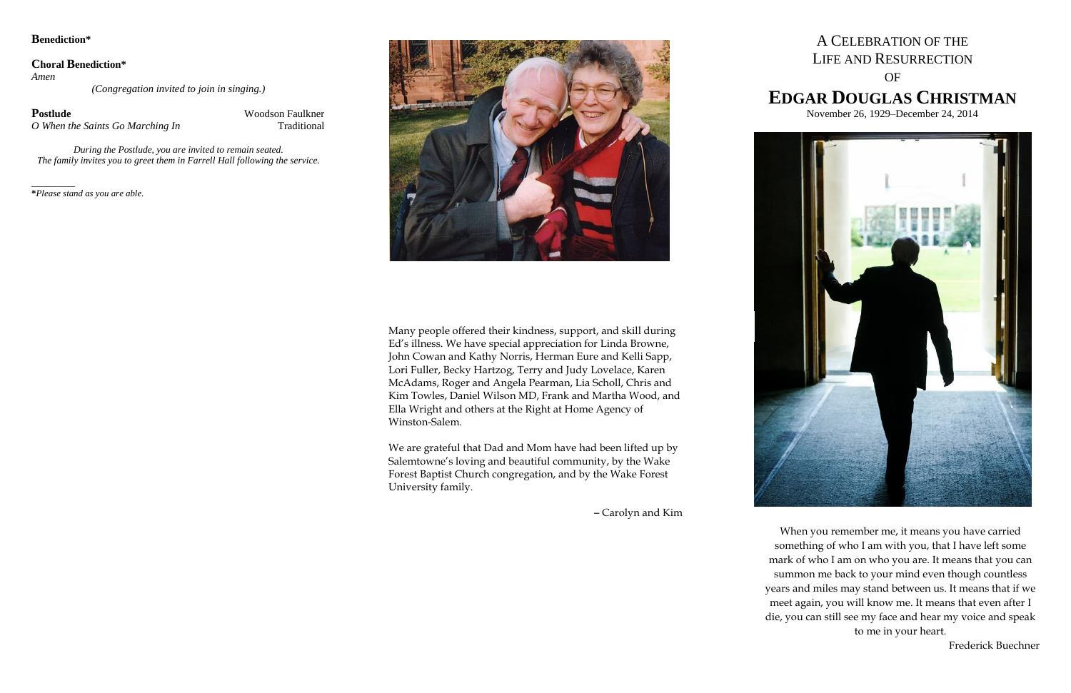**Benediction***

**Choral Benediction***
*Amen*
*(Congregation invited to join in singing.)*

**Postlude** — Woodson Faulkner
*O When the Saints Go Marching In* — Traditional

*During the Postlude, you are invited to remain seated.*
*The family invites you to greet them in Farrell Hall following the service.*

---

***Please stand as you are able.***

Many people offered their kindness, support, and skill during Ed's illness. We have special appreciation for Linda Browne, John Cowan and Kathy Norris, Herman Eure and Kelli Sapp, Lori Fuller, Becky Hartzog, Terry and Judy Lovelace, Karen McAdams, Roger and Angela Pearman, Lia Scholl, Chris and Kim Towles, Daniel Wilson MD, Frank and Martha Wood, and Ella Wright and others at the Right at Home Agency of Winston-Salem.

We are grateful that Dad and Mom have had been lifted up by Salemtowne's loving and beautiful community, by the Wake Forest Baptist Church congregation, and by the Wake Forest University family.

– Carolyn and Kim

# A Celebration of the Life and Resurrection of

# Edgar Douglas Christman

November 26, 1929–December 24, 2014

When you remember me, it means you have carried something of who I am with you, that I have left some mark of who I am on who you are. It means that you can summon me back to your mind even though countless years and miles may stand between us. It means that if we meet again, you will know me. It means that even after I die, you can still see my face and hear my voice and speak to me in your heart.

Frederick Buechner